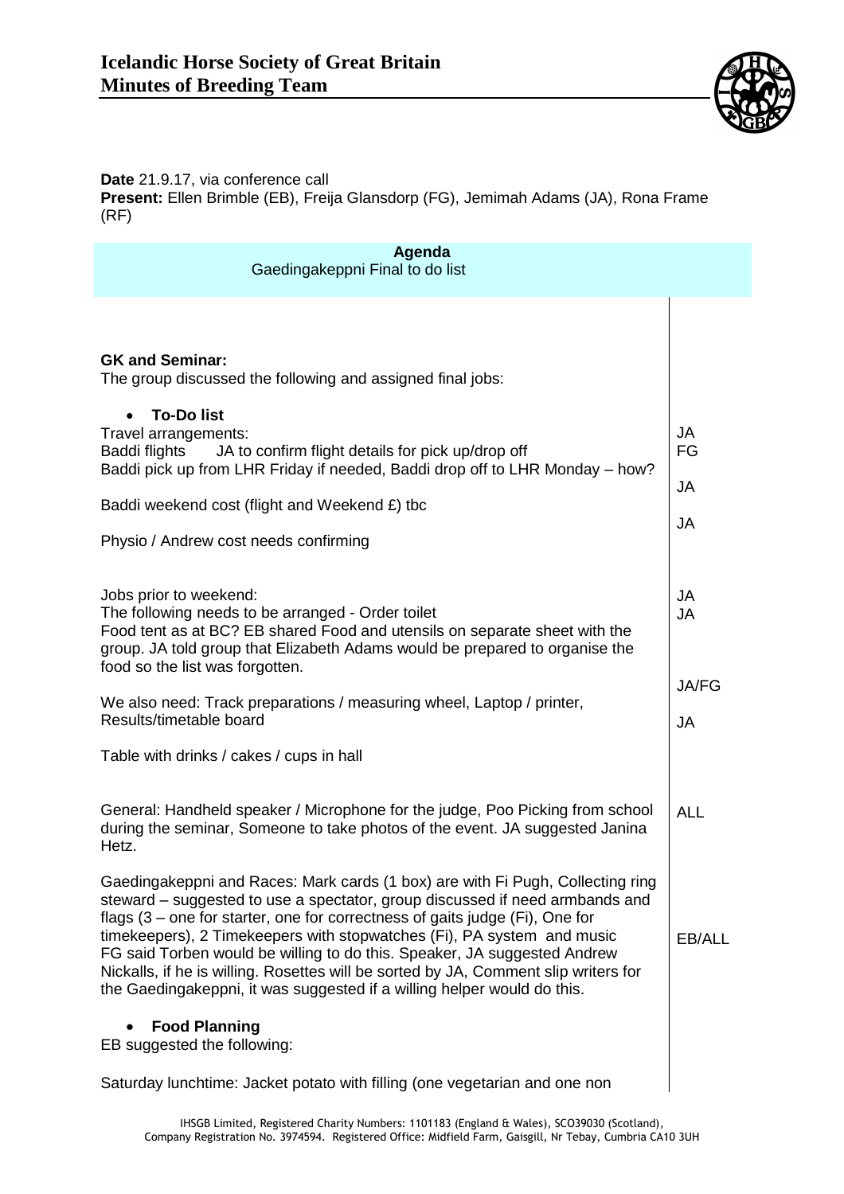# Icelandic Horse Society of Great Britain
## Minutes of Breeding Team

**Date** 21.9.17, via conference call
**Present:** Ellen Brimble (EB), Freija Glansdorp (FG), Jemimah Adams (JA), Rona Frame (RF)

**Agenda**
Gaedingakeppni Final to do list

| | |
|---|---|
| **GK and Seminar:**<br>The group discussed the following and assigned final jobs: | |
| • **To-Do list**<br>Travel arrangements:<br>Baddi flights JA to confirm flight details for pick up/drop off<br>Baddi pick up from LHR Friday if needed, Baddi drop off to LHR Monday – how? | JA<br>FG |
| Baddi weekend cost (flight and Weekend £) tbc | JA |
| Physio / Andrew cost needs confirming | JA |
| Jobs prior to weekend:<br>The following needs to be arranged - Order toilet<br>Food tent as at BC? EB shared Food and utensils on separate sheet with the group. JA told group that Elizabeth Adams would be prepared to organise the food so the list was forgotten. | JA<br>JA |
| We also need: Track preparations / measuring wheel, Laptop / printer, Results/timetable board | JA/FG |
| Table with drinks / cakes / cups in hall | JA |
| General: Handheld speaker / Microphone for the judge, Poo Picking from school during the seminar, Someone to take photos of the event. JA suggested Janina Hetz. | ALL |
| Gaedingakeppni and Races: Mark cards (1 box) are with Fi Pugh, Collecting ring steward – suggested to use a spectator, group discussed if need armbands and flags (3 – one for starter, one for correctness of gaits judge (Fi), One for timekeepers), 2 Timekeepers with stopwatches (Fi), PA system and music FG said Torben would be willing to do this. Speaker, JA suggested Andrew Nickalls, if he is willing. Rosettes will be sorted by JA, Comment slip writers for the Gaedingakeppni, it was suggested if a willing helper would do this. | EB/ALL |
| • **Food Planning**<br>EB suggested the following: | |
| Saturday lunchtime: Jacket potato with filling (one vegetarian and one non | |

IHSGB Limited, Registered Charity Numbers: 1101183 (England & Wales), SCO39030 (Scotland), Company Registration No. 3974594. Registered Office: Midfield Farm, Gaisgill, Nr Tebay, Cumbria CA10 3UH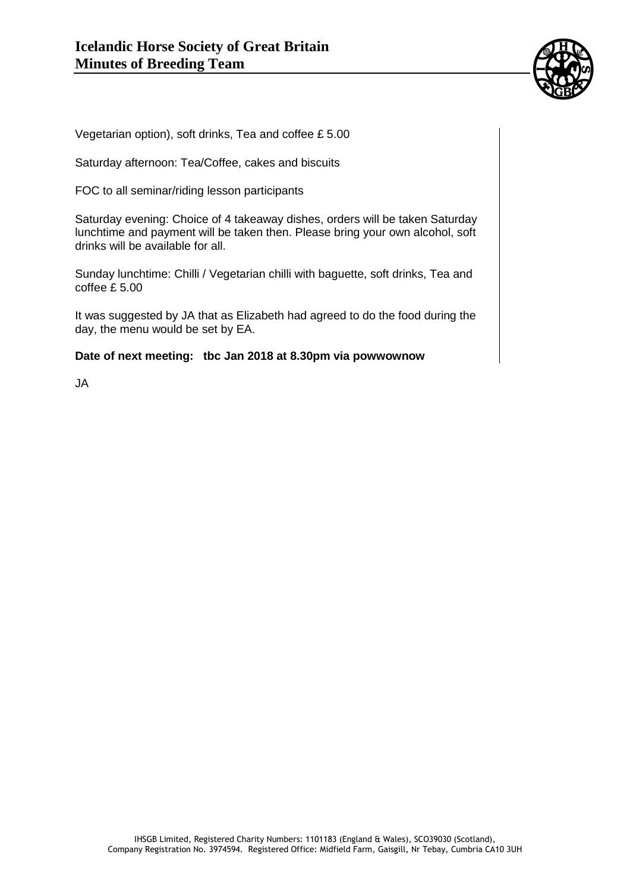Vegetarian option), soft drinks, Tea and coffee £ 5.00

Saturday afternoon: Tea/Coffee, cakes and biscuits

FOC to all seminar/riding lesson participants

Saturday evening: Choice of 4 takeaway dishes, orders will be taken Saturday lunchtime and payment will be taken then. Please bring your own alcohol, soft drinks will be available for all.

Sunday lunchtime: Chilli / Vegetarian chilli with baguette, soft drinks, Tea and coffee £ 5.00

It was suggested by JA that as Elizabeth had agreed to do the food during the day, the menu would be set by EA.

**Date of next meeting: tbc Jan 2018 at 8.30pm via powwownow**

JA